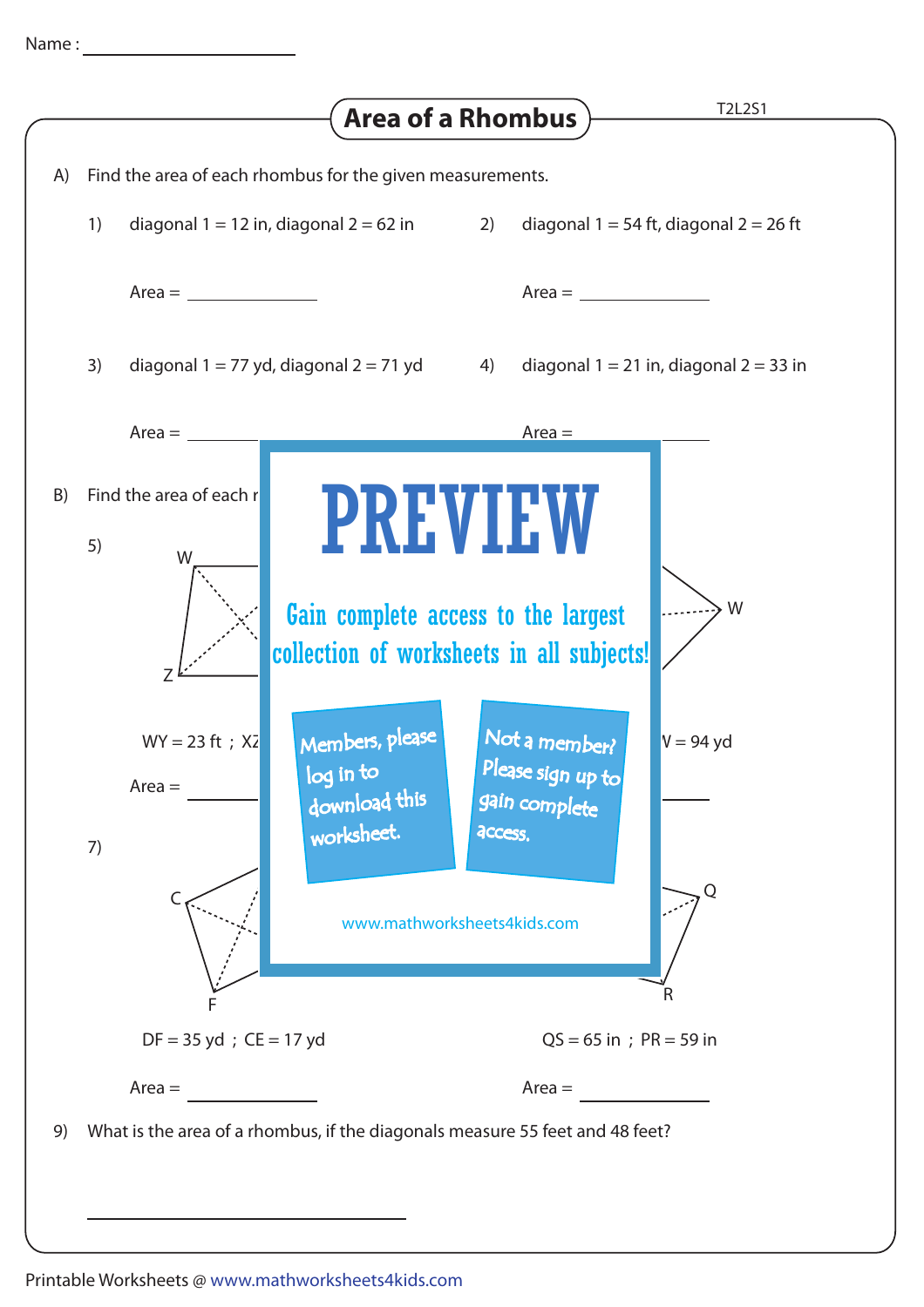Name : ____________________

# Area of a Rhombus

T2L2S1

A) Find the area of each rhombus for the given measurements.

1) diagonal 1 = 12 in, diagonal 2 = 62 in

Area = ____________

2) diagonal 1 = 54 ft, diagonal 2 = 26 ft

Area = ____________

3) diagonal 1 = 77 yd, diagonal 2 = 71 yd

Area = ____________

4) diagonal 1 = 21 in, diagonal 2 = 33 in

Area = ____________

B) Find the area of each r

5)

W

Z

W

WY = 23 ft ; XZ

V = 94 yd

Area = ____________

7)

C

F

Q

R

DF = 35 yd ; CE = 17 yd

Area = ____________

QS = 65 in ; PR = 59 in

Area = ____________

PREVIEW

Gain complete access to the largest collection of worksheets in all subjects!

Members, please log in to download this worksheet.

Not a member? Please sign up to gain complete access.

www.mathworksheets4kids.com

9) What is the area of a rhombus, if the diagonals measure 55 feet and 48 feet?

____________________

Printable Worksheets @ www.mathworksheets4kids.com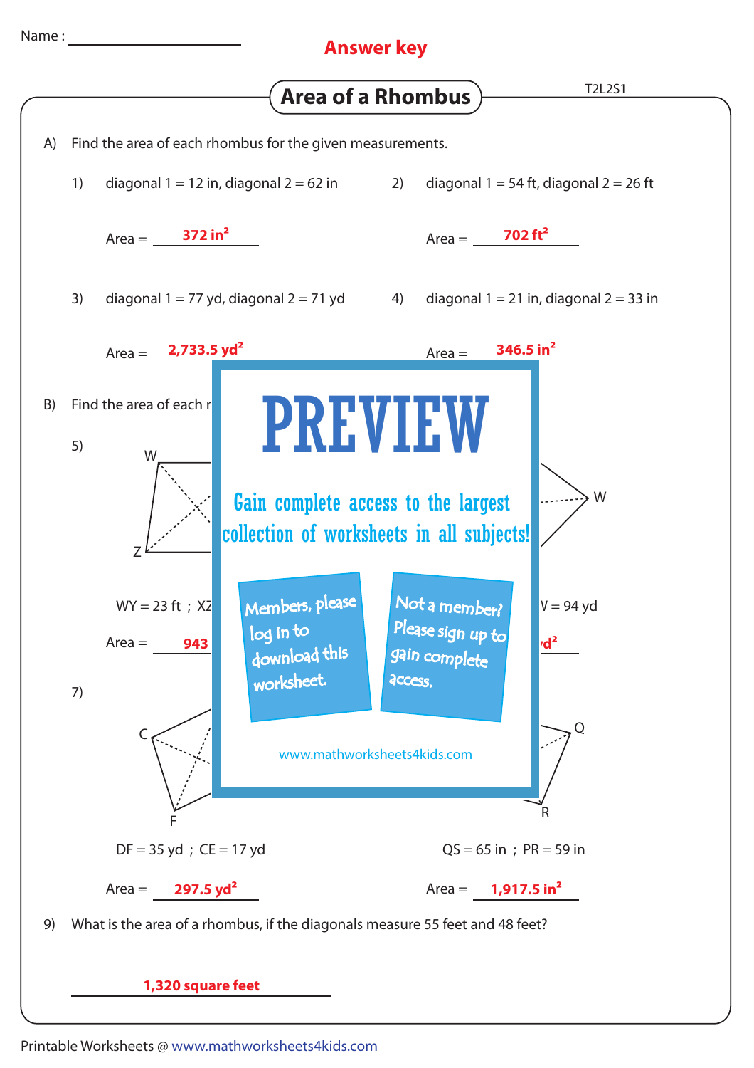Name : ____________________

**Answer key**

# Area of a Rhombus

T2L2S1

A) Find the area of each rhombus for the given measurements.

1) diagonal 1 = 12 in, diagonal 2 = 62 in

Area = **372 in²**

2) diagonal 1 = 54 ft, diagonal 2 = 26 ft

Area = **702 ft²**

3) diagonal 1 = 77 yd, diagonal 2 = 71 yd

Area = **2,733.5 yd²**

4) diagonal 1 = 21 in, diagonal 2 = 33 in

Area = **346.5 in²**

B) Find the area of each r

5)

W

Z

WY = 23 ft ; XZ

Area = **943**

W

V = 94 yd

**d²**

PREVIEW

Gain complete access to the largest collection of worksheets in all subjects!

Members, please log in to download this worksheet.

Not a member? Please sign up to gain complete access.

www.mathworksheets4kids.com

7)

C

F

Q

R

DF = 35 yd ; CE = 17 yd

Area = **297.5 yd²**

QS = 65 in ; PR = 59 in

Area = **1,917.5 in²**

9) What is the area of a rhombus, if the diagonals measure 55 feet and 48 feet?

**1,320 square feet**

Printable Worksheets @ www.mathworksheets4kids.com